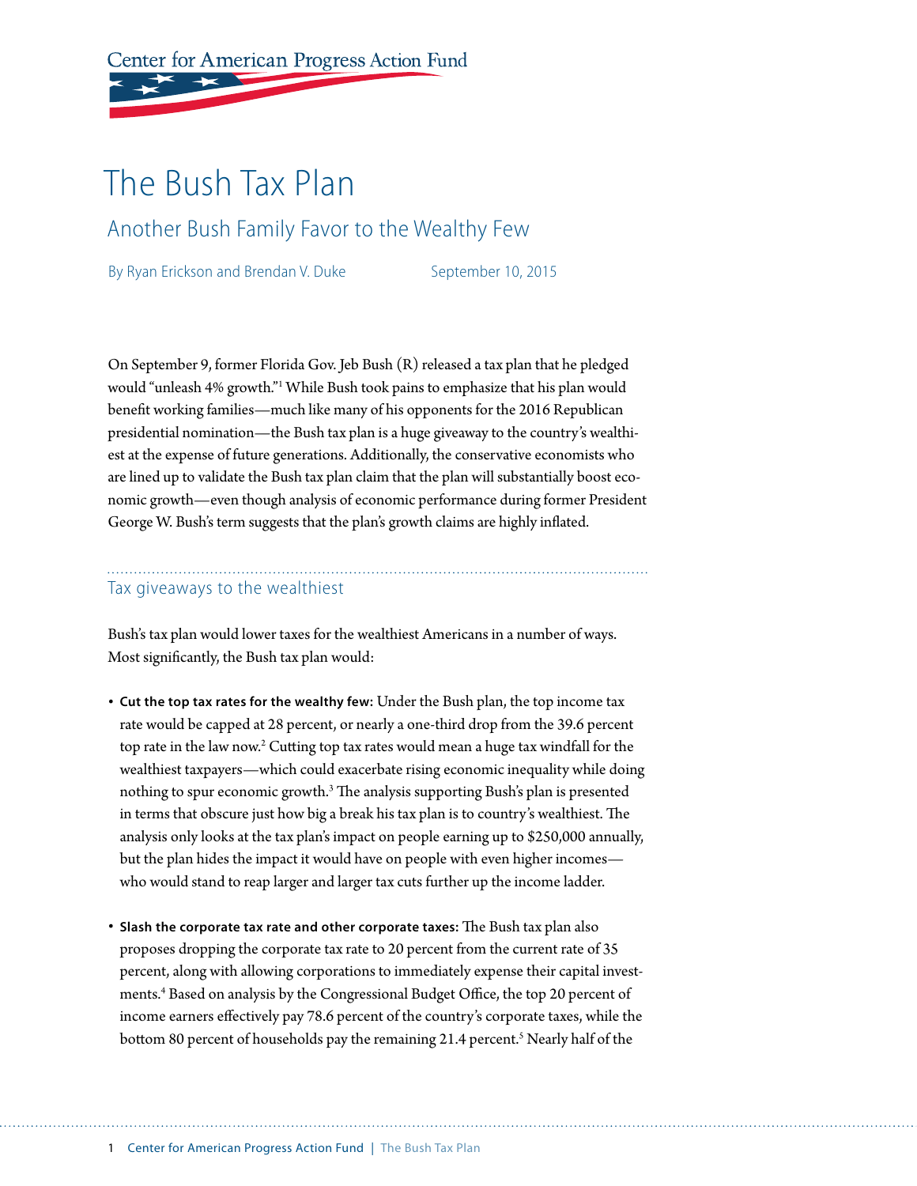Center for American Progress Action Fund

# The Bush Tax Plan

## Another Bush Family Favor to the Wealthy Few

By Ryan Erickson and Brendan V. Duke September 10, 2015

On September 9, former Florida Gov. Jeb Bush (R) released a tax plan that he pledged would "unleash 4% growth."[1] While Bush took pains to emphasize that his plan would benefit working families—much like many of his opponents for the 2016 Republican presidential nomination—the Bush tax plan is a huge giveaway to the country's wealthiest at the expense of future generations. Additionally, the conservative economists who are lined up to validate the Bush tax plan claim that the plan will substantially boost economic growth—even though analysis of economic performance during former President George W. Bush's term suggests that the plan's growth claims are highly inflated.

### Tax giveaways to the wealthiest

Bush's tax plan would lower taxes for the wealthiest Americans in a number of ways. Most significantly, the Bush tax plan would:

- **Cut the top tax rates for the wealthy few:** Under the Bush plan, the top income tax rate would be capped at 28 percent, or nearly a one-third drop from the 39.6 percent top rate in the law now.[2] Cutting top tax rates would mean a huge tax windfall for the wealthiest taxpayers—which could exacerbate rising economic inequality while doing nothing to spur economic growth.[3] The analysis supporting Bush's plan is presented in terms that obscure just how big a break his tax plan is to country's wealthiest. The analysis only looks at the tax plan's impact on people earning up to $250,000 annually, but the plan hides the impact it would have on people with even higher incomes—who would stand to reap larger and larger tax cuts further up the income ladder.

- **Slash the corporate tax rate and other corporate taxes:** The Bush tax plan also proposes dropping the corporate tax rate to 20 percent from the current rate of 35 percent, along with allowing corporations to immediately expense their capital investments.[4] Based on analysis by the Congressional Budget Office, the top 20 percent of income earners effectively pay 78.6 percent of the country's corporate taxes, while the bottom 80 percent of households pay the remaining 21.4 percent.[5] Nearly half of the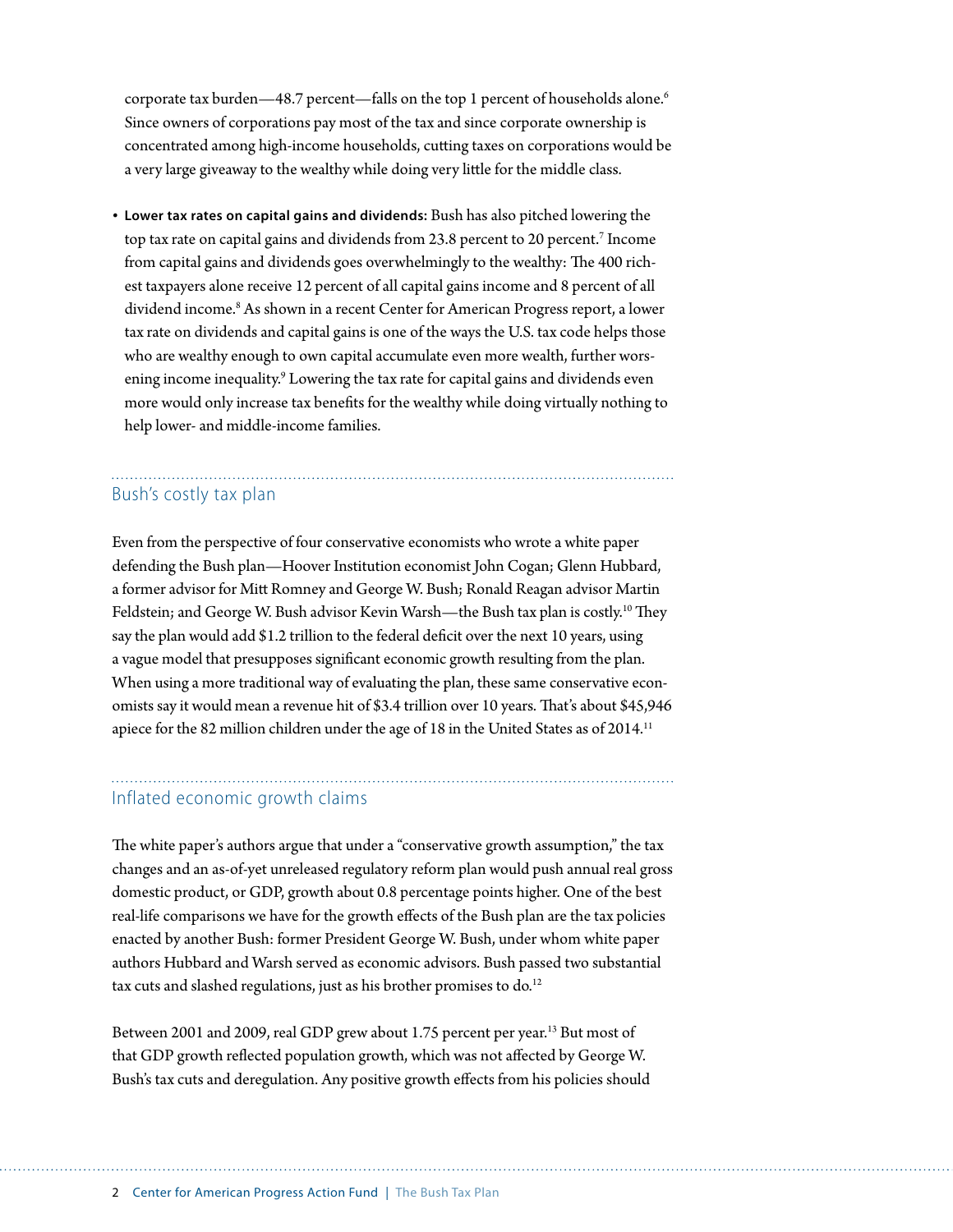corporate tax burden—48.7 percent—falls on the top 1 percent of households alone.[6] Since owners of corporations pay most of the tax and since corporate ownership is concentrated among high-income households, cutting taxes on corporations would be a very large giveaway to the wealthy while doing very little for the middle class.

- **Lower tax rates on capital gains and dividends:** Bush has also pitched lowering the top tax rate on capital gains and dividends from 23.8 percent to 20 percent.[7] Income from capital gains and dividends goes overwhelmingly to the wealthy: The 400 richest taxpayers alone receive 12 percent of all capital gains income and 8 percent of all dividend income.[8] As shown in a recent Center for American Progress report, a lower tax rate on dividends and capital gains is one of the ways the U.S. tax code helps those who are wealthy enough to own capital accumulate even more wealth, further worsening income inequality.[9] Lowering the tax rate for capital gains and dividends even more would only increase tax benefits for the wealthy while doing virtually nothing to help lower- and middle-income families.

## Bush's costly tax plan

Even from the perspective of four conservative economists who wrote a white paper defending the Bush plan—Hoover Institution economist John Cogan; Glenn Hubbard, a former advisor for Mitt Romney and George W. Bush; Ronald Reagan advisor Martin Feldstein; and George W. Bush advisor Kevin Warsh—the Bush tax plan is costly.[10] They say the plan would add $1.2 trillion to the federal deficit over the next 10 years, using a vague model that presupposes significant economic growth resulting from the plan. When using a more traditional way of evaluating the plan, these same conservative economists say it would mean a revenue hit of $3.4 trillion over 10 years. That's about $45,946 apiece for the 82 million children under the age of 18 in the United States as of 2014.[11]

## Inflated economic growth claims

The white paper's authors argue that under a "conservative growth assumption," the tax changes and an as-of-yet unreleased regulatory reform plan would push annual real gross domestic product, or GDP, growth about 0.8 percentage points higher. One of the best real-life comparisons we have for the growth effects of the Bush plan are the tax policies enacted by another Bush: former President George W. Bush, under whom white paper authors Hubbard and Warsh served as economic advisors. Bush passed two substantial tax cuts and slashed regulations, just as his brother promises to do.[12]

Between 2001 and 2009, real GDP grew about 1.75 percent per year.[13] But most of that GDP growth reflected population growth, which was not affected by George W. Bush's tax cuts and deregulation. Any positive growth effects from his policies should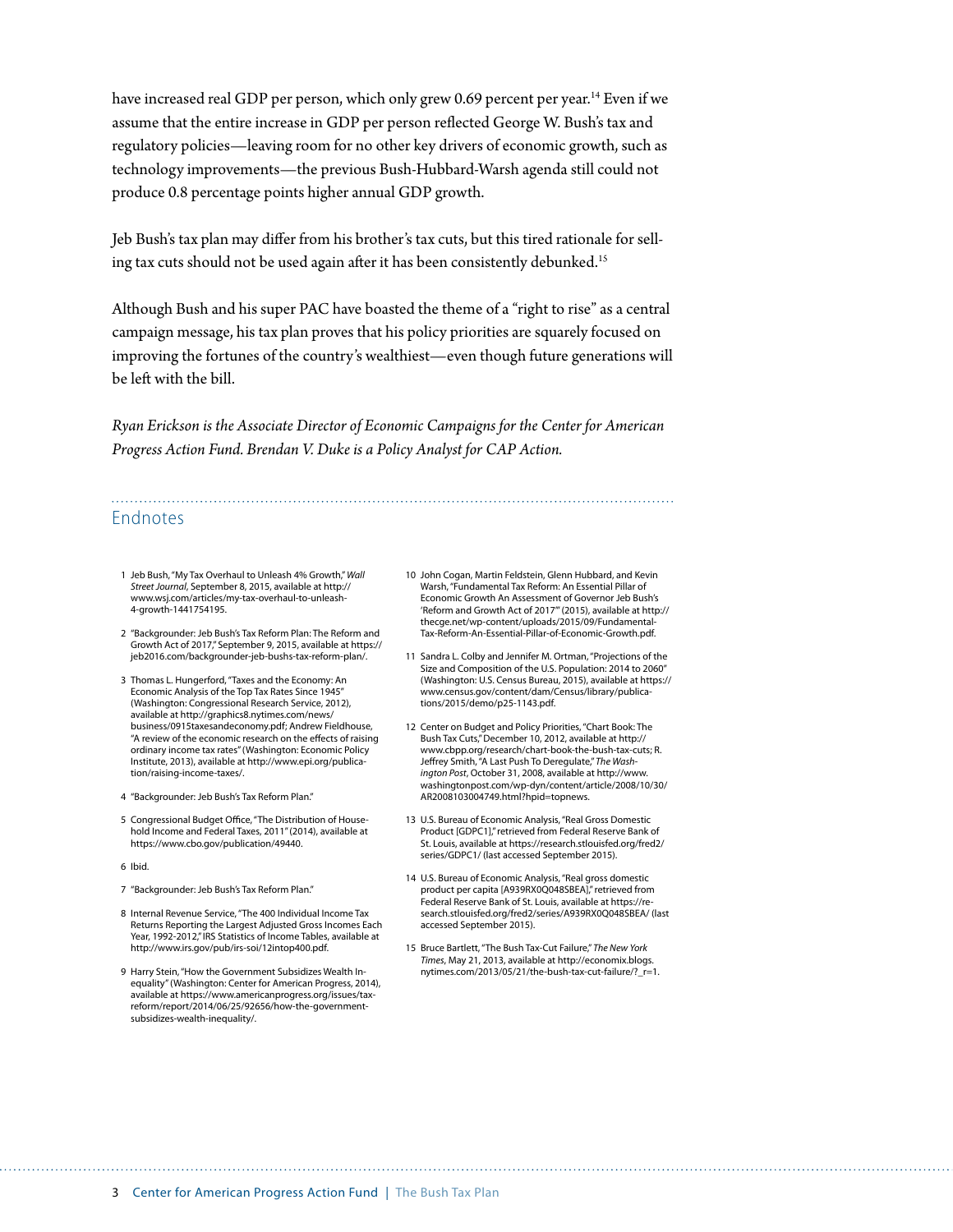have increased real GDP per person, which only grew 0.69 percent per year.[14] Even if we assume that the entire increase in GDP per person reflected George W. Bush's tax and regulatory policies—leaving room for no other key drivers of economic growth, such as technology improvements—the previous Bush-Hubbard-Warsh agenda still could not produce 0.8 percentage points higher annual GDP growth.

Jeb Bush's tax plan may differ from his brother's tax cuts, but this tired rationale for selling tax cuts should not be used again after it has been consistently debunked.[15]

Although Bush and his super PAC have boasted the theme of a "right to rise" as a central campaign message, his tax plan proves that his policy priorities are squarely focused on improving the fortunes of the country's wealthiest—even though future generations will be left with the bill.

*Ryan Erickson is the Associate Director of Economic Campaigns for the Center for American Progress Action Fund. Brendan V. Duke is a Policy Analyst for CAP Action.*

## Endnotes

1. Jeb Bush, "My Tax Overhaul to Unleash 4% Growth," *Wall Street Journal*, September 8, 2015, available at http://www.wsj.com/articles/my-tax-overhaul-to-unleash-4-growth-1441754195.
2. "Backgrounder: Jeb Bush's Tax Reform Plan: The Reform and Growth Act of 2017," September 9, 2015, available at https://jeb2016.com/backgrounder-jeb-bushs-tax-reform-plan/.
3. Thomas L. Hungerford, "Taxes and the Economy: An Economic Analysis of the Top Tax Rates Since 1945" (Washington: Congressional Research Service, 2012), available at http://graphics8.nytimes.com/news/business/0915taxesandeconomy.pdf; Andrew Fieldhouse, "A review of the economic research on the effects of raising ordinary income tax rates" (Washington: Economic Policy Institute, 2013), available at http://www.epi.org/publication/raising-income-taxes/.
4. "Backgrounder: Jeb Bush's Tax Reform Plan."
5. Congressional Budget Office, "The Distribution of Household Income and Federal Taxes, 2011" (2014), available at https://www.cbo.gov/publication/49440.
6. Ibid.
7. "Backgrounder: Jeb Bush's Tax Reform Plan."
8. Internal Revenue Service, "The 400 Individual Income Tax Returns Reporting the Largest Adjusted Gross Incomes Each Year, 1992-2012," IRS Statistics of Income Tables, available at http://www.irs.gov/pub/irs-soi/12intop400.pdf.
9. Harry Stein, "How the Government Subsidizes Wealth Inequality" (Washington: Center for American Progress, 2014), available at https://www.americanprogress.org/issues/tax-reform/report/2014/06/25/92656/how-the-government-subsidizes-wealth-inequality/.
10. John Cogan, Martin Feldstein, Glenn Hubbard, and Kevin Warsh, "Fundamental Tax Reform: An Essential Pillar of Economic Growth An Assessment of Governor Jeb Bush's 'Reform and Growth Act of 2017'" (2015), available at http://thecge.net/wp-content/uploads/2015/09/Fundamental-Tax-Reform-An-Essential-Pillar-of-Economic-Growth.pdf.
11. Sandra L. Colby and Jennifer M. Ortman, "Projections of the Size and Composition of the U.S. Population: 2014 to 2060" (Washington: U.S. Census Bureau, 2015), available at https://www.census.gov/content/dam/Census/library/publications/2015/demo/p25-1143.pdf.
12. Center on Budget and Policy Priorities, "Chart Book: The Bush Tax Cuts," December 10, 2012, available at http://www.cbpp.org/research/chart-book-the-bush-tax-cuts; R. Jeffrey Smith, "A Last Push To Deregulate," *The Washington Post*, October 31, 2008, available at http://www.washingtonpost.com/wp-dyn/content/article/2008/10/30/AR2008103004749.html?hpid=topnews.
13. U.S. Bureau of Economic Analysis, "Real Gross Domestic Product [GDPC1]," retrieved from Federal Reserve Bank of St. Louis, available at https://research.stlouisfed.org/fred2/series/GDPC1/ (last accessed September 2015).
14. U.S. Bureau of Economic Analysis, "Real gross domestic product per capita [A939RX0Q048SBEA]," retrieved from Federal Reserve Bank of St. Louis, available at https://research.stlouisfed.org/fred2/series/A939RX0Q048SBEA/ (last accessed September 2015).
15. Bruce Bartlett, "The Bush Tax-Cut Failure," *The New York Times*, May 21, 2013, available at http://economix.blogs.nytimes.com/2013/05/21/the-bush-tax-cut-failure/?_r=1.